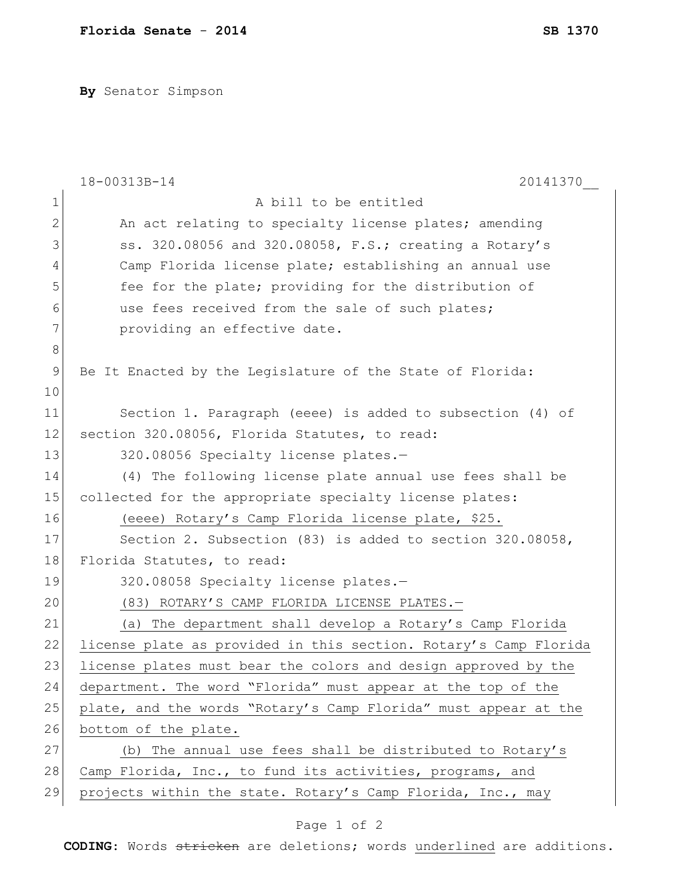**By** Senator Simpson

18-00313B-14 20141370__

A bill to be entitled

An act relating to specialty license plates; amending ss. 320.08056 and 320.08058, F.S.; creating a Rotary's Camp Florida license plate; establishing an annual use fee for the plate; providing for the distribution of use fees received from the sale of such plates; providing an effective date.

Be It Enacted by the Legislature of the State of Florida:

Section 1. Paragraph (eeee) is added to subsection (4) of section 320.08056, Florida Statutes, to read:

320.08056 Specialty license plates.—

(4) The following license plate annual use fees shall be collected for the appropriate specialty license plates:

<u>(eeee) Rotary's Camp Florida license plate, $25.</u>

Section 2. Subsection (83) is added to section 320.08058, Florida Statutes, to read:

320.08058 Specialty license plates.—

<u>(83) ROTARY'S CAMP FLORIDA LICENSE PLATES.—</u>

<u>(a) The department shall develop a Rotary's Camp Florida license plate as provided in this section. Rotary's Camp Florida license plates must bear the colors and design approved by the department. The word "Florida" must appear at the top of the plate, and the words "Rotary's Camp Florida" must appear at the bottom of the plate.</u>

<u>(b) The annual use fees shall be distributed to Rotary's Camp Florida, Inc., to fund its activities, programs, and projects within the state. Rotary's Camp Florida, Inc., may</u>

**CODING:** Words ~~stricken~~ are deletions; words <u>underlined</u> are additions.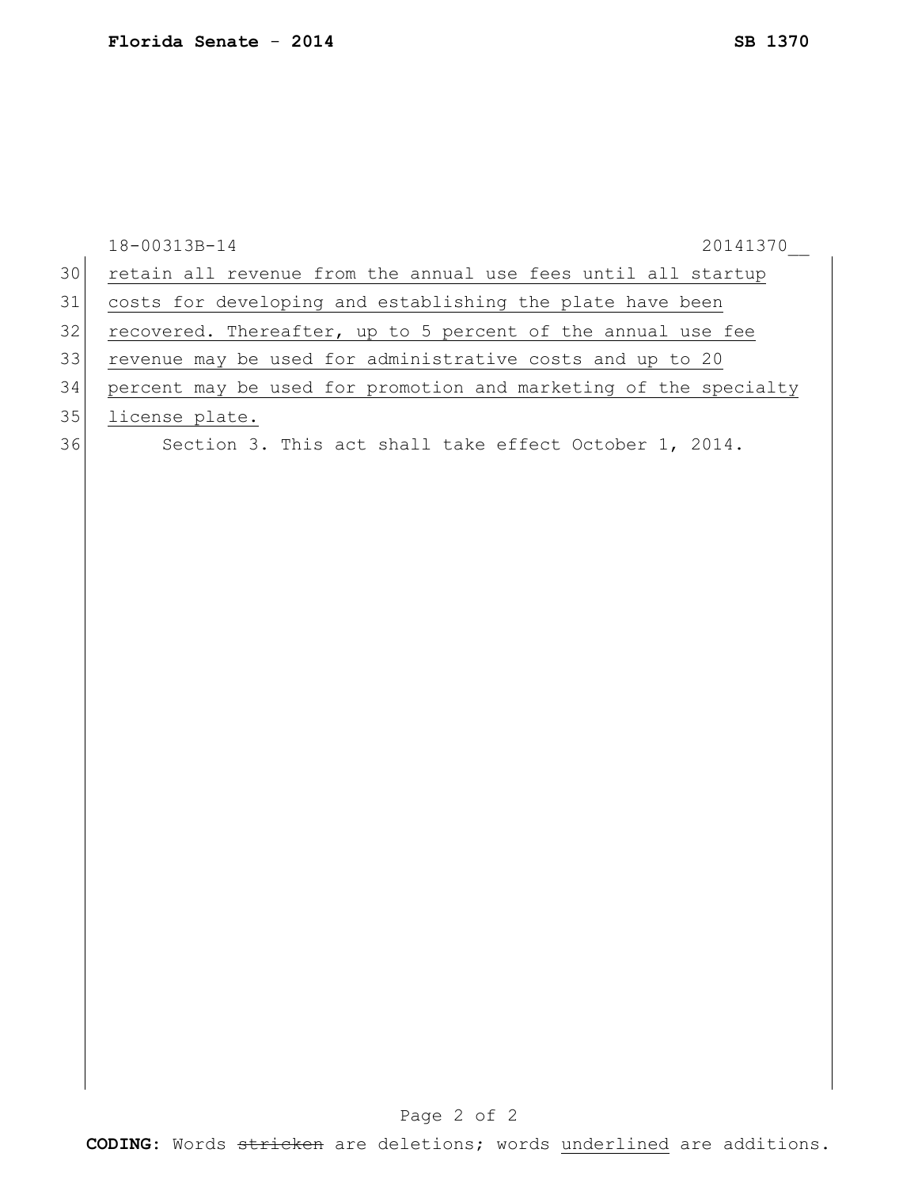retain all revenue from the annual use fees until all startup costs for developing and establishing the plate have been recovered. Thereafter, up to 5 percent of the annual use fee revenue may be used for administrative costs and up to 20 percent may be used for promotion and marketing of the specialty license plate.

Section 3. This act shall take effect October 1, 2014.

**CODING:** Words ~~stricken~~ are deletions; words underlined are additions.